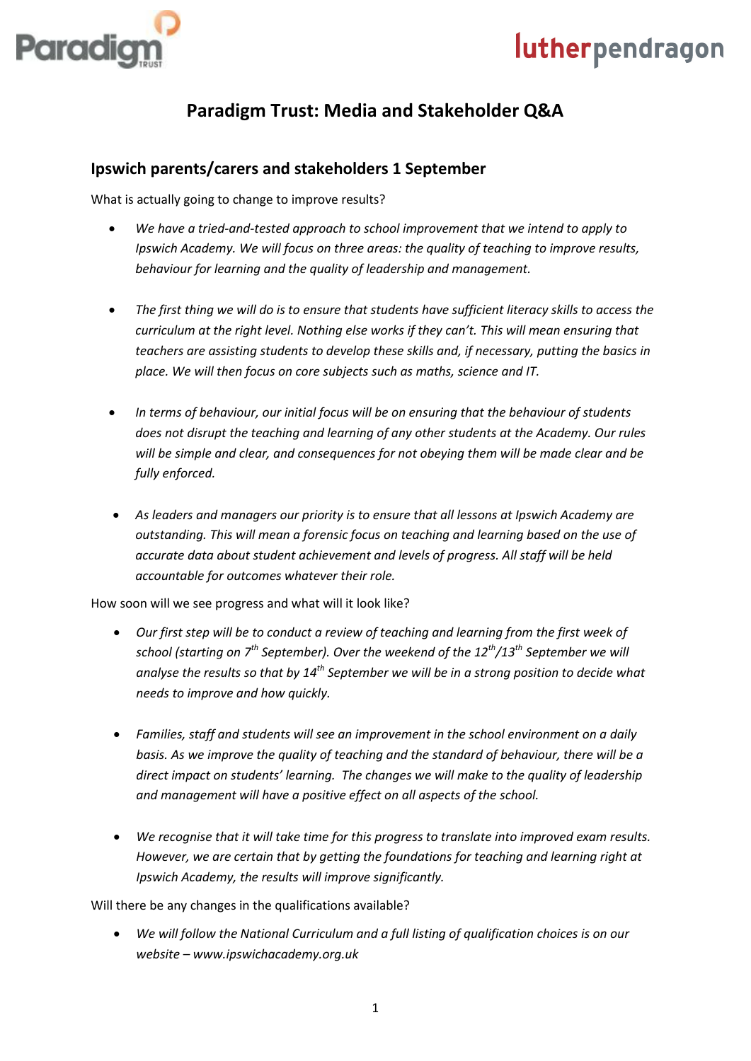# Paradigm Trust: Media and Stakeholder Q&A

## Ipswich parents/carers and stakeholders 1 September

What is actually going to change to improve results?

- *We have a tried-and-tested approach to school improvement that we intend to apply to Ipswich Academy. We will focus on three areas: the quality of teaching to improve results, behaviour for learning and the quality of leadership and management.*

- *The first thing we will do is to ensure that students have sufficient literacy skills to access the curriculum at the right level. Nothing else works if they can't. This will mean ensuring that teachers are assisting students to develop these skills and, if necessary, putting the basics in place. We will then focus on core subjects such as maths, science and IT.*

- *In terms of behaviour, our initial focus will be on ensuring that the behaviour of students does not disrupt the teaching and learning of any other students at the Academy. Our rules will be simple and clear, and consequences for not obeying them will be made clear and be fully enforced.*

- *As leaders and managers our priority is to ensure that all lessons at Ipswich Academy are outstanding. This will mean a forensic focus on teaching and learning based on the use of accurate data about student achievement and levels of progress. All staff will be held accountable for outcomes whatever their role.*

How soon will we see progress and what will it look like?

- *Our first step will be to conduct a review of teaching and learning from the first week of school (starting on 7th September). Over the weekend of the 12th/13th September we will analyse the results so that by 14th September we will be in a strong position to decide what needs to improve and how quickly.*

- *Families, staff and students will see an improvement in the school environment on a daily basis. As we improve the quality of teaching and the standard of behaviour, there will be a direct impact on students' learning. The changes we will make to the quality of leadership and management will have a positive effect on all aspects of the school.*

- *We recognise that it will take time for this progress to translate into improved exam results. However, we are certain that by getting the foundations for teaching and learning right at Ipswich Academy, the results will improve significantly.*

Will there be any changes in the qualifications available?

- *We will follow the National Curriculum and a full listing of qualification choices is on our website – www.ipswichacademy.org.uk*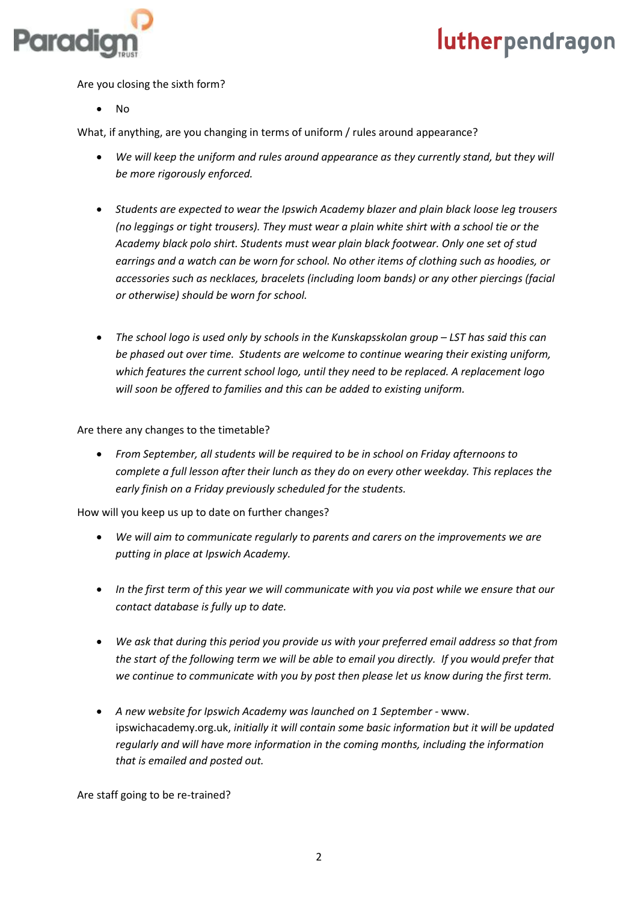Are you closing the sixth form?

- No

What, if anything, are you changing in terms of uniform / rules around appearance?

- *We will keep the uniform and rules around appearance as they currently stand, but they will be more rigorously enforced.*

- *Students are expected to wear the Ipswich Academy blazer and plain black loose leg trousers (no leggings or tight trousers). They must wear a plain white shirt with a school tie or the Academy black polo shirt. Students must wear plain black footwear. Only one set of stud earrings and a watch can be worn for school. No other items of clothing such as hoodies, or accessories such as necklaces, bracelets (including loom bands) or any other piercings (facial or otherwise) should be worn for school.*

- *The school logo is used only by schools in the Kunskapsskolan group – LST has said this can be phased out over time. Students are welcome to continue wearing their existing uniform, which features the current school logo, until they need to be replaced. A replacement logo will soon be offered to families and this can be added to existing uniform.*

Are there any changes to the timetable?

- *From September, all students will be required to be in school on Friday afternoons to complete a full lesson after their lunch as they do on every other weekday. This replaces the early finish on a Friday previously scheduled for the students.*

How will you keep us up to date on further changes?

- *We will aim to communicate regularly to parents and carers on the improvements we are putting in place at Ipswich Academy.*

- *In the first term of this year we will communicate with you via post while we ensure that our contact database is fully up to date.*

- *We ask that during this period you provide us with your preferred email address so that from the start of the following term we will be able to email you directly. If you would prefer that we continue to communicate with you by post then please let us know during the first term.*

- *A new website for Ipswich Academy was launched on 1 September* - www.ipswichacademy.org.uk, *initially it will contain some basic information but it will be updated regularly and will have more information in the coming months, including the information that is emailed and posted out.*

Are staff going to be re-trained?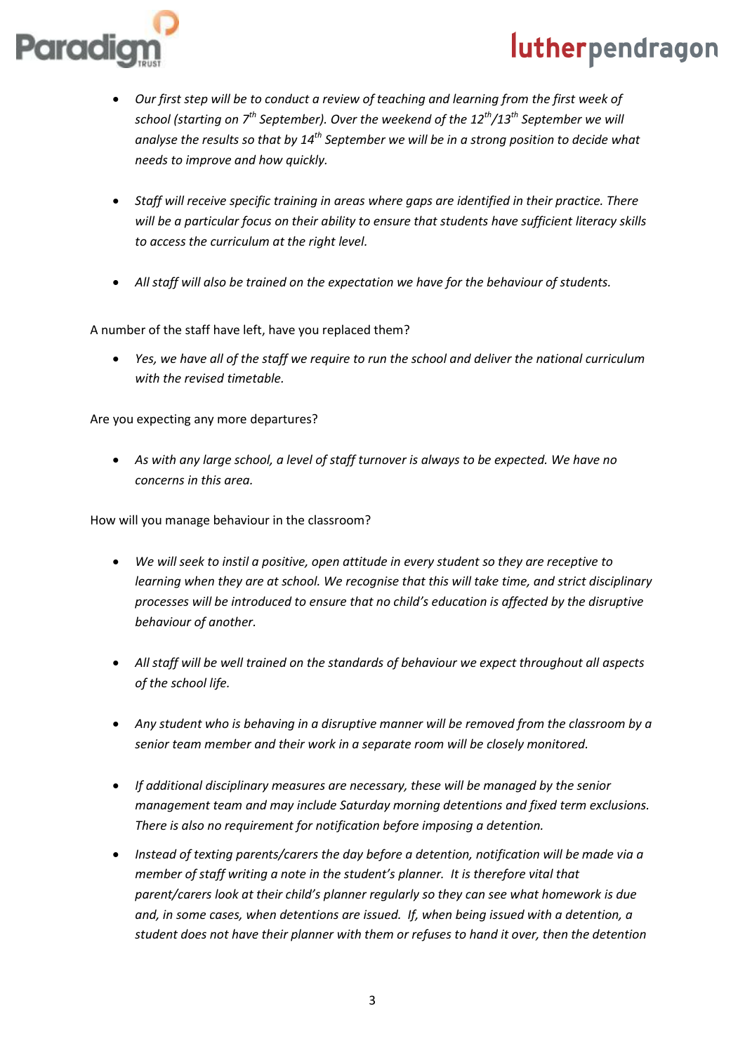- *Our first step will be to conduct a review of teaching and learning from the first week of school (starting on 7th September). Over the weekend of the 12th/13th September we will analyse the results so that by 14th September we will be in a strong position to decide what needs to improve and how quickly.*

- *Staff will receive specific training in areas where gaps are identified in their practice. There will be a particular focus on their ability to ensure that students have sufficient literacy skills to access the curriculum at the right level.*

- *All staff will also be trained on the expectation we have for the behaviour of students.*

A number of the staff have left, have you replaced them?

- *Yes, we have all of the staff we require to run the school and deliver the national curriculum with the revised timetable.*

Are you expecting any more departures?

- *As with any large school, a level of staff turnover is always to be expected. We have no concerns in this area.*

How will you manage behaviour in the classroom?

- *We will seek to instil a positive, open attitude in every student so they are receptive to learning when they are at school. We recognise that this will take time, and strict disciplinary processes will be introduced to ensure that no child's education is affected by the disruptive behaviour of another.*

- *All staff will be well trained on the standards of behaviour we expect throughout all aspects of the school life.*

- *Any student who is behaving in a disruptive manner will be removed from the classroom by a senior team member and their work in a separate room will be closely monitored.*

- *If additional disciplinary measures are necessary, these will be managed by the senior management team and may include Saturday morning detentions and fixed term exclusions. There is also no requirement for notification before imposing a detention.*

- *Instead of texting parents/carers the day before a detention, notification will be made via a member of staff writing a note in the student's planner. It is therefore vital that parent/carers look at their child's planner regularly so they can see what homework is due and, in some cases, when detentions are issued. If, when being issued with a detention, a student does not have their planner with them or refuses to hand it over, then the detention*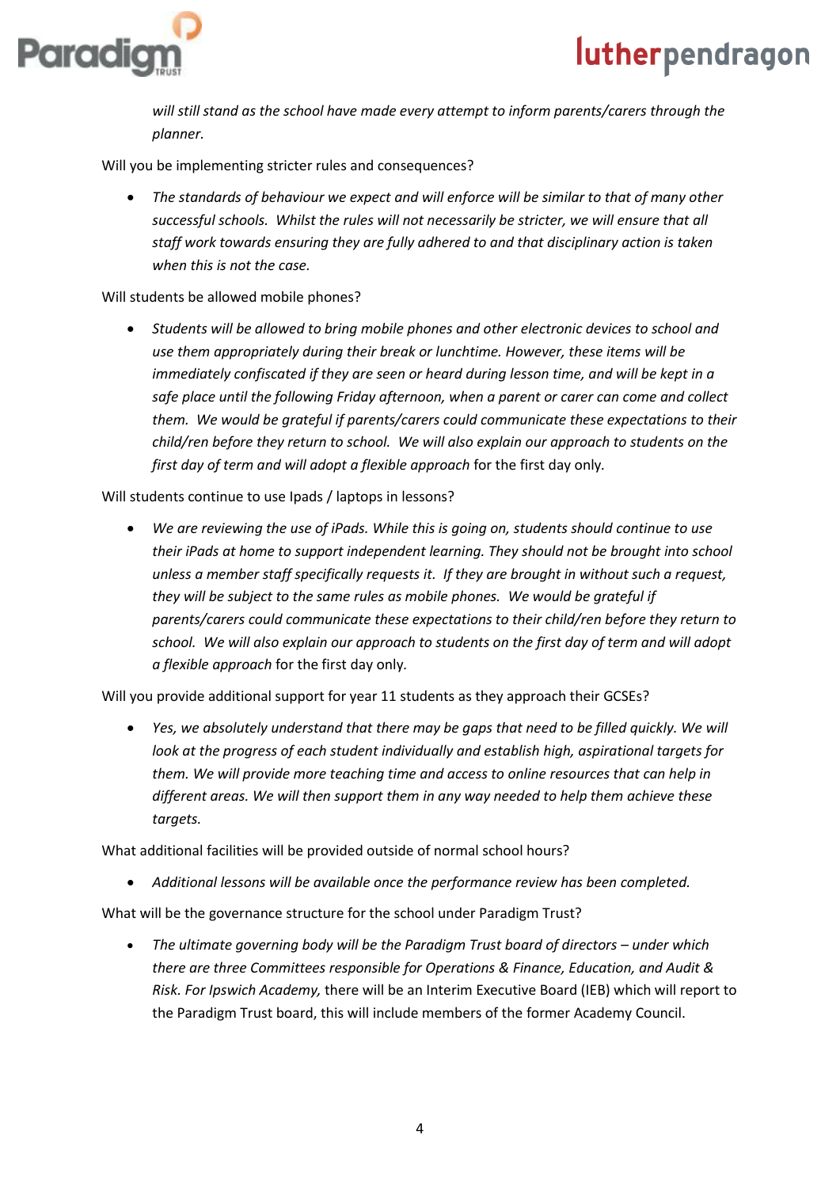*will still stand as the school have made every attempt to inform parents/carers through the planner.*

Will you be implementing stricter rules and consequences?

- *The standards of behaviour we expect and will enforce will be similar to that of many other successful schools. Whilst the rules will not necessarily be stricter, we will ensure that all staff work towards ensuring they are fully adhered to and that disciplinary action is taken when this is not the case.*

Will students be allowed mobile phones?

- *Students will be allowed to bring mobile phones and other electronic devices to school and use them appropriately during their break or lunchtime. However, these items will be immediately confiscated if they are seen or heard during lesson time, and will be kept in a safe place until the following Friday afternoon, when a parent or carer can come and collect them. We would be grateful if parents/carers could communicate these expectations to their child/ren before they return to school. We will also explain our approach to students on the first day of term and will adopt a flexible approach* for the first day only.

Will students continue to use Ipads / laptops in lessons?

- *We are reviewing the use of iPads. While this is going on, students should continue to use their iPads at home to support independent learning. They should not be brought into school unless a member staff specifically requests it. If they are brought in without such a request, they will be subject to the same rules as mobile phones. We would be grateful if parents/carers could communicate these expectations to their child/ren before they return to school. We will also explain our approach to students on the first day of term and will adopt a flexible approach* for the first day only.

Will you provide additional support for year 11 students as they approach their GCSEs?

- *Yes, we absolutely understand that there may be gaps that need to be filled quickly. We will look at the progress of each student individually and establish high, aspirational targets for them. We will provide more teaching time and access to online resources that can help in different areas. We will then support them in any way needed to help them achieve these targets.*

What additional facilities will be provided outside of normal school hours?

- *Additional lessons will be available once the performance review has been completed.*

What will be the governance structure for the school under Paradigm Trust?

- *The ultimate governing body will be the Paradigm Trust board of directors – under which there are three Committees responsible for Operations & Finance, Education, and Audit & Risk. For Ipswich Academy,* there will be an Interim Executive Board (IEB) which will report to the Paradigm Trust board, this will include members of the former Academy Council.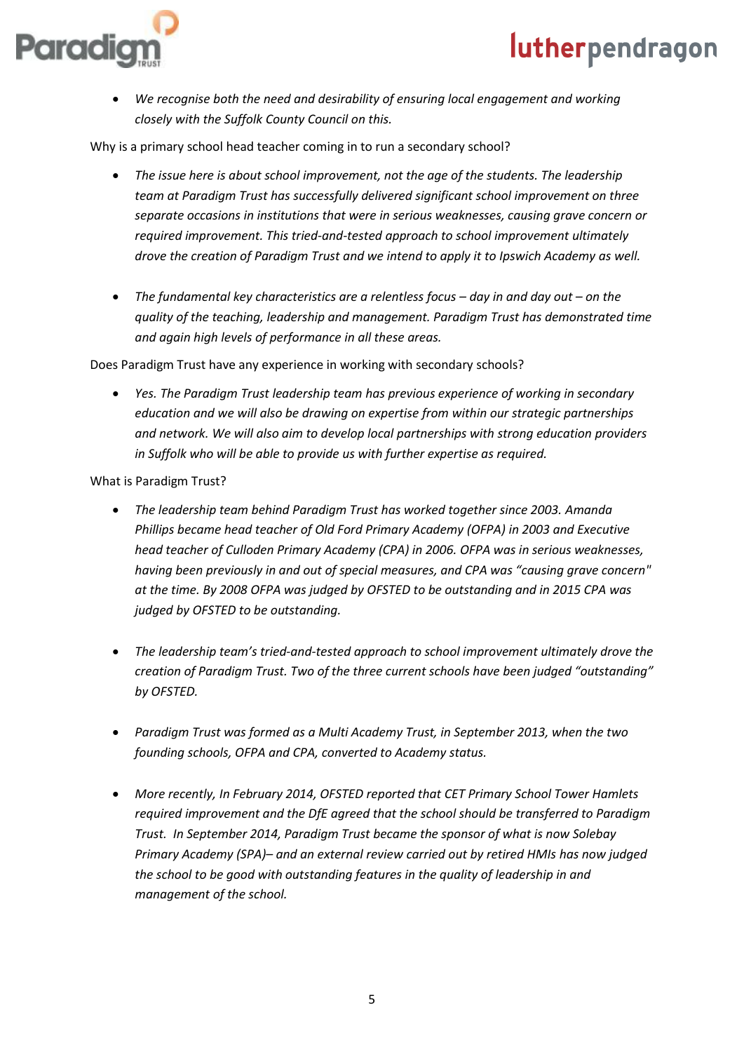- *We recognise both the need and desirability of ensuring local engagement and working closely with the Suffolk County Council on this.*

Why is a primary school head teacher coming in to run a secondary school?

- *The issue here is about school improvement, not the age of the students. The leadership team at Paradigm Trust has successfully delivered significant school improvement on three separate occasions in institutions that were in serious weaknesses, causing grave concern or required improvement. This tried-and-tested approach to school improvement ultimately drove the creation of Paradigm Trust and we intend to apply it to Ipswich Academy as well.*

- *The fundamental key characteristics are a relentless focus – day in and day out – on the quality of the teaching, leadership and management. Paradigm Trust has demonstrated time and again high levels of performance in all these areas.*

Does Paradigm Trust have any experience in working with secondary schools?

- *Yes. The Paradigm Trust leadership team has previous experience of working in secondary education and we will also be drawing on expertise from within our strategic partnerships and network. We will also aim to develop local partnerships with strong education providers in Suffolk who will be able to provide us with further expertise as required.*

What is Paradigm Trust?

- *The leadership team behind Paradigm Trust has worked together since 2003. Amanda Phillips became head teacher of Old Ford Primary Academy (OFPA) in 2003 and Executive head teacher of Culloden Primary Academy (CPA) in 2006. OFPA was in serious weaknesses, having been previously in and out of special measures, and CPA was "causing grave concern" at the time. By 2008 OFPA was judged by OFSTED to be outstanding and in 2015 CPA was judged by OFSTED to be outstanding.*

- *The leadership team's tried-and-tested approach to school improvement ultimately drove the creation of Paradigm Trust. Two of the three current schools have been judged "outstanding" by OFSTED.*

- *Paradigm Trust was formed as a Multi Academy Trust, in September 2013, when the two founding schools, OFPA and CPA, converted to Academy status.*

- *More recently, In February 2014, OFSTED reported that CET Primary School Tower Hamlets required improvement and the DfE agreed that the school should be transferred to Paradigm Trust. In September 2014, Paradigm Trust became the sponsor of what is now Solebay Primary Academy (SPA)– and an external review carried out by retired HMIs has now judged the school to be good with outstanding features in the quality of leadership in and management of the school.*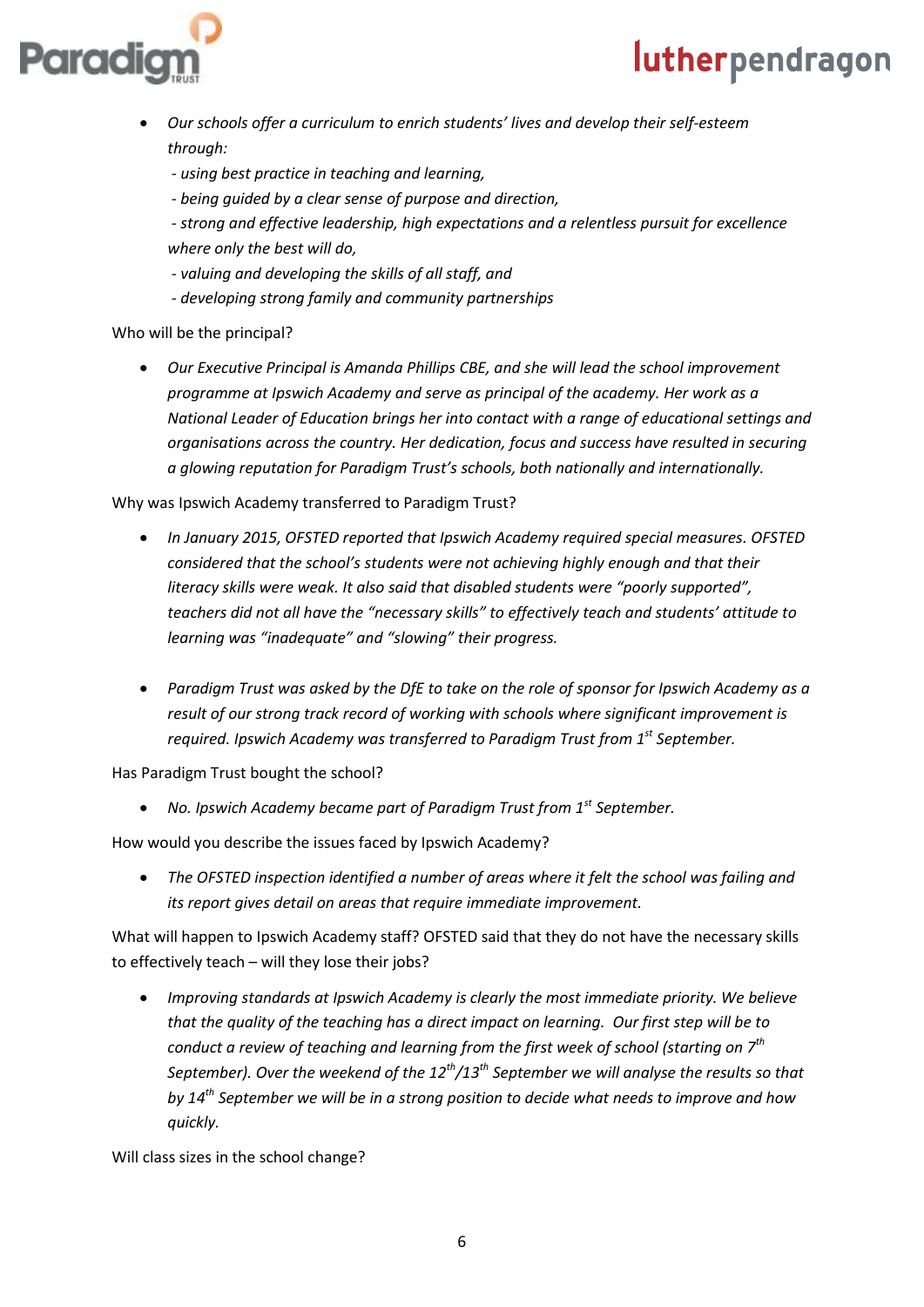- *Our schools offer a curriculum to enrich students' lives and develop their self-esteem through:*
  *- using best practice in teaching and learning,*
  *- being guided by a clear sense of purpose and direction,*
  *- strong and effective leadership, high expectations and a relentless pursuit for excellence where only the best will do,*
  *- valuing and developing the skills of all staff, and*
  *- developing strong family and community partnerships*

Who will be the principal?

- *Our Executive Principal is Amanda Phillips CBE, and she will lead the school improvement programme at Ipswich Academy and serve as principal of the academy. Her work as a National Leader of Education brings her into contact with a range of educational settings and organisations across the country. Her dedication, focus and success have resulted in securing a glowing reputation for Paradigm Trust's schools, both nationally and internationally.*

Why was Ipswich Academy transferred to Paradigm Trust?

- *In January 2015, OFSTED reported that Ipswich Academy required special measures. OFSTED considered that the school's students were not achieving highly enough and that their literacy skills were weak. It also said that disabled students were "poorly supported", teachers did not all have the "necessary skills" to effectively teach and students' attitude to learning was "inadequate" and "slowing" their progress.*

- *Paradigm Trust was asked by the DfE to take on the role of sponsor for Ipswich Academy as a result of our strong track record of working with schools where significant improvement is required. Ipswich Academy was transferred to Paradigm Trust from 1st September.*

Has Paradigm Trust bought the school?

- *No. Ipswich Academy became part of Paradigm Trust from 1st September.*

How would you describe the issues faced by Ipswich Academy?

- *The OFSTED inspection identified a number of areas where it felt the school was failing and its report gives detail on areas that require immediate improvement.*

What will happen to Ipswich Academy staff? OFSTED said that they do not have the necessary skills to effectively teach – will they lose their jobs?

- *Improving standards at Ipswich Academy is clearly the most immediate priority. We believe that the quality of the teaching has a direct impact on learning. Our first step will be to conduct a review of teaching and learning from the first week of school (starting on 7th September). Over the weekend of the 12th/13th September we will analyse the results so that by 14th September we will be in a strong position to decide what needs to improve and how quickly.*

Will class sizes in the school change?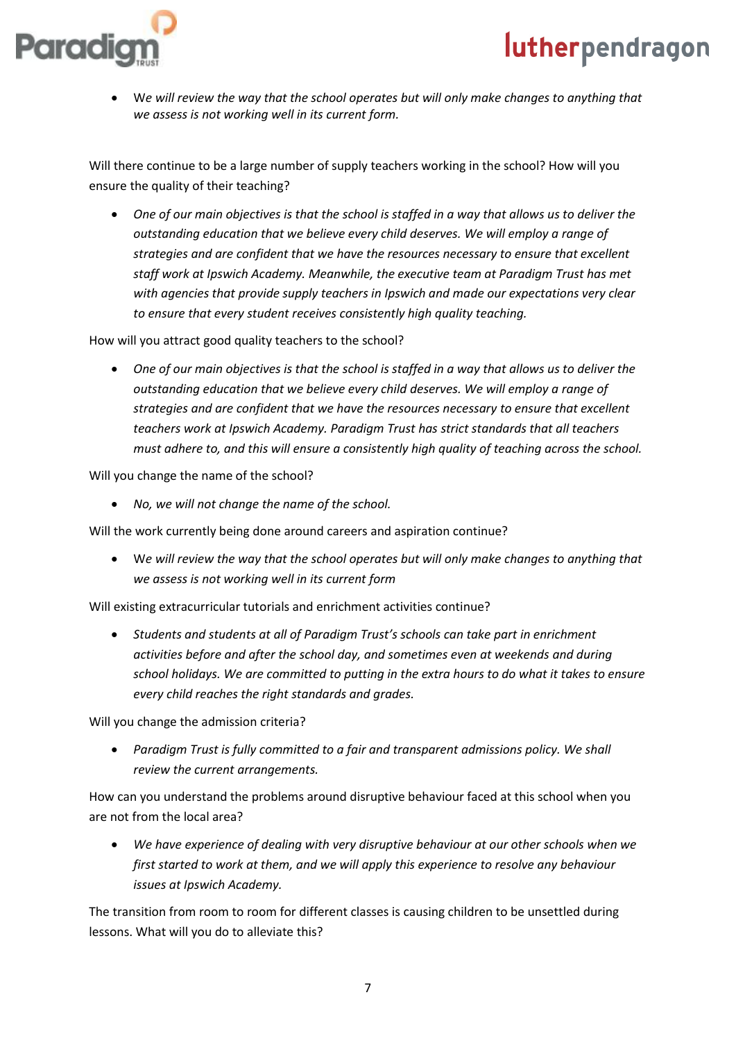- *We will review the way that the school operates but will only make changes to anything that we assess is not working well in its current form.*

Will there continue to be a large number of supply teachers working in the school? How will you ensure the quality of their teaching?

- *One of our main objectives is that the school is staffed in a way that allows us to deliver the outstanding education that we believe every child deserves. We will employ a range of strategies and are confident that we have the resources necessary to ensure that excellent staff work at Ipswich Academy. Meanwhile, the executive team at Paradigm Trust has met with agencies that provide supply teachers in Ipswich and made our expectations very clear to ensure that every student receives consistently high quality teaching.*

How will you attract good quality teachers to the school?

- *One of our main objectives is that the school is staffed in a way that allows us to deliver the outstanding education that we believe every child deserves. We will employ a range of strategies and are confident that we have the resources necessary to ensure that excellent teachers work at Ipswich Academy. Paradigm Trust has strict standards that all teachers must adhere to, and this will ensure a consistently high quality of teaching across the school.*

Will you change the name of the school?

- *No, we will not change the name of the school.*

Will the work currently being done around careers and aspiration continue?

- *We will review the way that the school operates but will only make changes to anything that we assess is not working well in its current form*

Will existing extracurricular tutorials and enrichment activities continue?

- *Students and students at all of Paradigm Trust's schools can take part in enrichment activities before and after the school day, and sometimes even at weekends and during school holidays. We are committed to putting in the extra hours to do what it takes to ensure every child reaches the right standards and grades.*

Will you change the admission criteria?

- *Paradigm Trust is fully committed to a fair and transparent admissions policy. We shall review the current arrangements.*

How can you understand the problems around disruptive behaviour faced at this school when you are not from the local area?

- *We have experience of dealing with very disruptive behaviour at our other schools when we first started to work at them, and we will apply this experience to resolve any behaviour issues at Ipswich Academy.*

The transition from room to room for different classes is causing children to be unsettled during lessons. What will you do to alleviate this?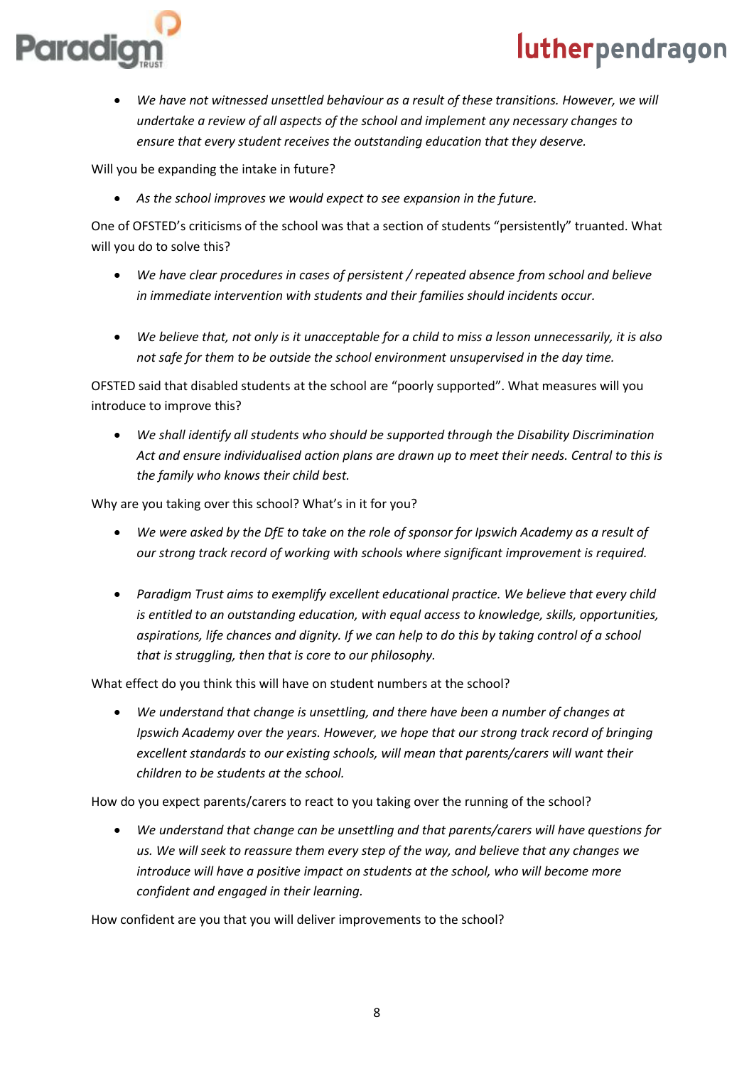- *We have not witnessed unsettled behaviour as a result of these transitions. However, we will undertake a review of all aspects of the school and implement any necessary changes to ensure that every student receives the outstanding education that they deserve.*

Will you be expanding the intake in future?

- *As the school improves we would expect to see expansion in the future.*

One of OFSTED's criticisms of the school was that a section of students "persistently" truanted. What will you do to solve this?

- *We have clear procedures in cases of persistent / repeated absence from school and believe in immediate intervention with students and their families should incidents occur.*

- *We believe that, not only is it unacceptable for a child to miss a lesson unnecessarily, it is also not safe for them to be outside the school environment unsupervised in the day time.*

OFSTED said that disabled students at the school are "poorly supported". What measures will you introduce to improve this?

- *We shall identify all students who should be supported through the Disability Discrimination Act and ensure individualised action plans are drawn up to meet their needs. Central to this is the family who knows their child best.*

Why are you taking over this school? What's in it for you?

- *We were asked by the DfE to take on the role of sponsor for Ipswich Academy as a result of our strong track record of working with schools where significant improvement is required.*

- *Paradigm Trust aims to exemplify excellent educational practice. We believe that every child is entitled to an outstanding education, with equal access to knowledge, skills, opportunities, aspirations, life chances and dignity. If we can help to do this by taking control of a school that is struggling, then that is core to our philosophy.*

What effect do you think this will have on student numbers at the school?

- *We understand that change is unsettling, and there have been a number of changes at Ipswich Academy over the years. However, we hope that our strong track record of bringing excellent standards to our existing schools, will mean that parents/carers will want their children to be students at the school.*

How do you expect parents/carers to react to you taking over the running of the school?

- *We understand that change can be unsettling and that parents/carers will have questions for us. We will seek to reassure them every step of the way, and believe that any changes we introduce will have a positive impact on students at the school, who will become more confident and engaged in their learning.*

How confident are you that you will deliver improvements to the school?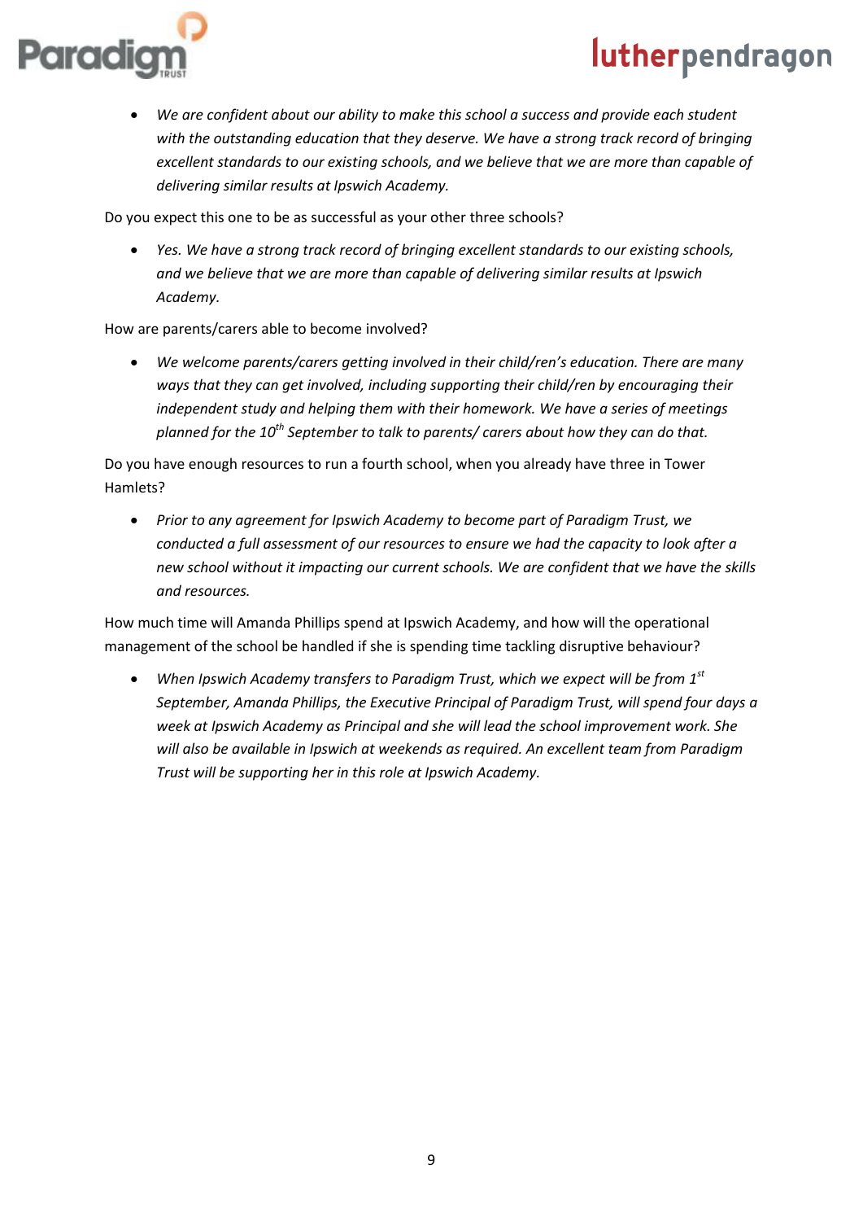- *We are confident about our ability to make this school a success and provide each student with the outstanding education that they deserve. We have a strong track record of bringing excellent standards to our existing schools, and we believe that we are more than capable of delivering similar results at Ipswich Academy.*

Do you expect this one to be as successful as your other three schools?

- *Yes. We have a strong track record of bringing excellent standards to our existing schools, and we believe that we are more than capable of delivering similar results at Ipswich Academy.*

How are parents/carers able to become involved?

- *We welcome parents/carers getting involved in their child/ren's education. There are many ways that they can get involved, including supporting their child/ren by encouraging their independent study and helping them with their homework. We have a series of meetings planned for the 10th September to talk to parents/ carers about how they can do that.*

Do you have enough resources to run a fourth school, when you already have three in Tower Hamlets?

- *Prior to any agreement for Ipswich Academy to become part of Paradigm Trust, we conducted a full assessment of our resources to ensure we had the capacity to look after a new school without it impacting our current schools. We are confident that we have the skills and resources.*

How much time will Amanda Phillips spend at Ipswich Academy, and how will the operational management of the school be handled if she is spending time tackling disruptive behaviour?

- *When Ipswich Academy transfers to Paradigm Trust, which we expect will be from 1st September, Amanda Phillips, the Executive Principal of Paradigm Trust, will spend four days a week at Ipswich Academy as Principal and she will lead the school improvement work. She will also be available in Ipswich at weekends as required. An excellent team from Paradigm Trust will be supporting her in this role at Ipswich Academy.*